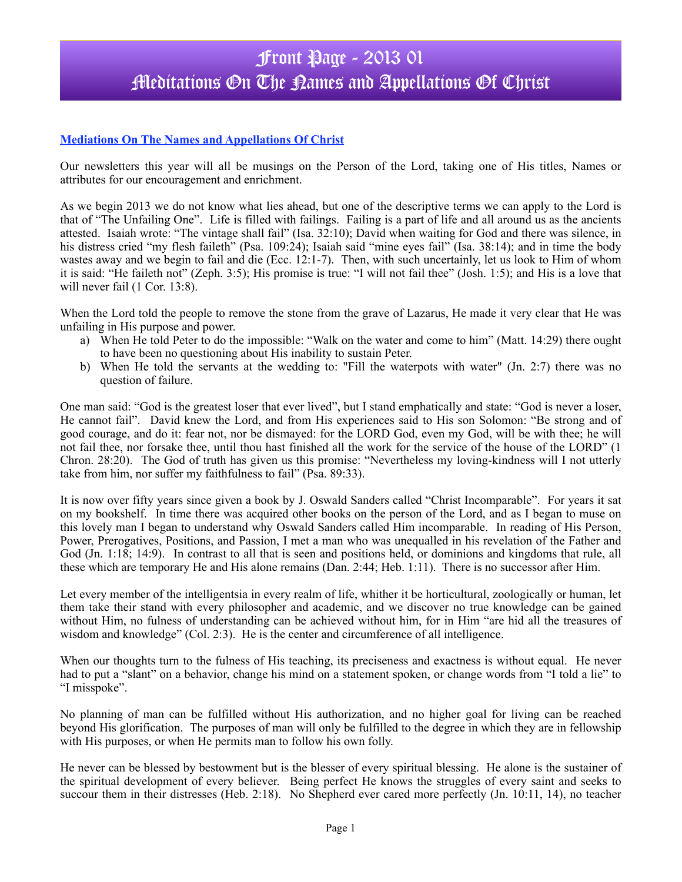# Front Page - 2013 01
# Meditations On The Names and Appellations Of Christ

**Mediations On The Names and Appellations Of Christ**

Our newsletters this year will all be musings on the Person of the Lord, taking one of His titles, Names or attributes for our encouragement and enrichment.

As we begin 2013 we do not know what lies ahead, but one of the descriptive terms we can apply to the Lord is that of "The Unfailing One". Life is filled with failings. Failing is a part of life and all around us as the ancients attested. Isaiah wrote: "The vintage shall fail" (Isa. 32:10); David when waiting for God and there was silence, in his distress cried "my flesh faileth" (Psa. 109:24); Isaiah said "mine eyes fail" (Isa. 38:14); and in time the body wastes away and we begin to fail and die (Ecc. 12:1-7). Then, with such uncertainly, let us look to Him of whom it is said: "He faileth not" (Zeph. 3:5); His promise is true: "I will not fail thee" (Josh. 1:5); and His is a love that will never fail (1 Cor. 13:8).

When the Lord told the people to remove the stone from the grave of Lazarus, He made it very clear that He was unfailing in His purpose and power.

a) When He told Peter to do the impossible: "Walk on the water and come to him" (Matt. 14:29) there ought to have been no questioning about His inability to sustain Peter.
b) When He told the servants at the wedding to: "Fill the waterpots with water" (Jn. 2:7) there was no question of failure.

One man said: "God is the greatest loser that ever lived", but I stand emphatically and state: "God is never a loser, He cannot fail". David knew the Lord, and from His experiences said to His son Solomon: "Be strong and of good courage, and do it: fear not, nor be dismayed: for the LORD God, even my God, will be with thee; he will not fail thee, nor forsake thee, until thou hast finished all the work for the service of the house of the LORD" (1 Chron. 28:20). The God of truth has given us this promise: "Nevertheless my loving-kindness will I not utterly take from him, nor suffer my faithfulness to fail" (Psa. 89:33).

It is now over fifty years since given a book by J. Oswald Sanders called "Christ Incomparable". For years it sat on my bookshelf. In time there was acquired other books on the person of the Lord, and as I began to muse on this lovely man I began to understand why Oswald Sanders called Him incomparable. In reading of His Person, Power, Prerogatives, Positions, and Passion, I met a man who was unequalled in his revelation of the Father and God (Jn. 1:18; 14:9). In contrast to all that is seen and positions held, or dominions and kingdoms that rule, all these which are temporary He and His alone remains (Dan. 2:44; Heb. 1:11). There is no successor after Him.

Let every member of the intelligentsia in every realm of life, whither it be horticultural, zoologically or human, let them take their stand with every philosopher and academic, and we discover no true knowledge can be gained without Him, no fulness of understanding can be achieved without him, for in Him "are hid all the treasures of wisdom and knowledge" (Col. 2:3). He is the center and circumference of all intelligence.

When our thoughts turn to the fulness of His teaching, its preciseness and exactness is without equal. He never had to put a "slant" on a behavior, change his mind on a statement spoken, or change words from "I told a lie" to "I misspoke".

No planning of man can be fulfilled without His authorization, and no higher goal for living can be reached beyond His glorification. The purposes of man will only be fulfilled to the degree in which they are in fellowship with His purposes, or when He permits man to follow his own folly.

He never can be blessed by bestowment but is the blesser of every spiritual blessing. He alone is the sustainer of the spiritual development of every believer. Being perfect He knows the struggles of every saint and seeks to succour them in their distresses (Heb. 2:18). No Shepherd ever cared more perfectly (Jn. 10:11, 14), no teacher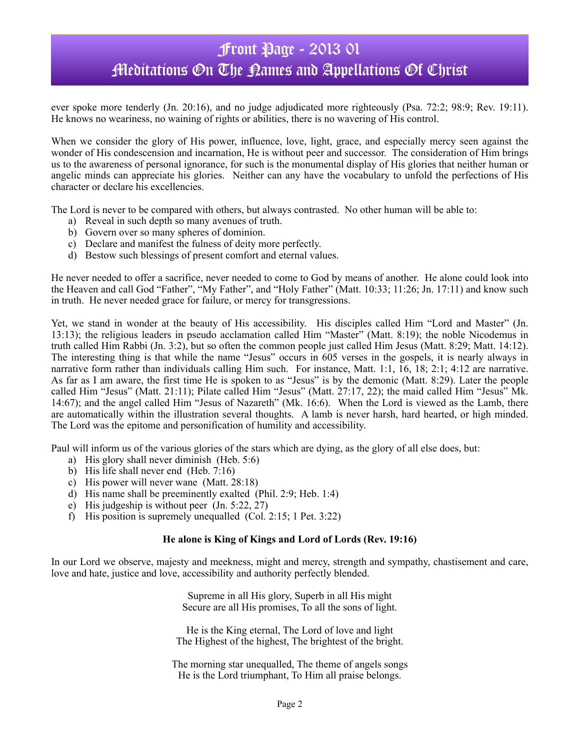ever spoke more tenderly (Jn. 20:16), and no judge adjudicated more righteously (Psa. 72:2; 98:9; Rev. 19:11). He knows no weariness, no waining of rights or abilities, there is no wavering of His control.

When we consider the glory of His power, influence, love, light, grace, and especially mercy seen against the wonder of His condescension and incarnation, He is without peer and successor. The consideration of Him brings us to the awareness of personal ignorance, for such is the monumental display of His glories that neither human or angelic minds can appreciate his glories. Neither can any have the vocabulary to unfold the perfections of His character or declare his excellencies.

The Lord is never to be compared with others, but always contrasted. No other human will be able to:

a) Reveal in such depth so many avenues of truth.
b) Govern over so many spheres of dominion.
c) Declare and manifest the fulness of deity more perfectly.
d) Bestow such blessings of present comfort and eternal values.

He never needed to offer a sacrifice, never needed to come to God by means of another. He alone could look into the Heaven and call God "Father", "My Father", and "Holy Father" (Matt. 10:33; 11:26; Jn. 17:11) and know such in truth. He never needed grace for failure, or mercy for transgressions.

Yet, we stand in wonder at the beauty of His accessibility. His disciples called Him "Lord and Master" (Jn. 13:13); the religious leaders in pseudo acclamation called Him "Master" (Matt. 8:19); the noble Nicodemus in truth called Him Rabbi (Jn. 3:2), but so often the common people just called Him Jesus (Matt. 8:29; Matt. 14:12). The interesting thing is that while the name "Jesus" occurs in 605 verses in the gospels, it is nearly always in narrative form rather than individuals calling Him such. For instance, Matt. 1:1, 16, 18; 2:1; 4:12 are narrative. As far as I am aware, the first time He is spoken to as "Jesus" is by the demonic (Matt. 8:29). Later the people called Him "Jesus" (Matt. 21:11); Pilate called Him "Jesus" (Matt. 27:17, 22); the maid called Him "Jesus" Mk. 14:67); and the angel called Him "Jesus of Nazareth" (Mk. 16:6). When the Lord is viewed as the Lamb, there are automatically within the illustration several thoughts. A lamb is never harsh, hard hearted, or high minded. The Lord was the epitome and personification of humility and accessibility.

Paul will inform us of the various glories of the stars which are dying, as the glory of all else does, but:

a) His glory shall never diminish (Heb. 5:6)
b) His life shall never end (Heb. 7:16)
c) His power will never wane (Matt. 28:18)
d) His name shall be preeminently exalted (Phil. 2:9; Heb. 1:4)
e) His judgeship is without peer (Jn. 5:22, 27)
f) His position is supremely unequalled (Col. 2:15; 1 Pet. 3:22)

**He alone is King of Kings and Lord of Lords (Rev. 19:16)**

In our Lord we observe, majesty and meekness, might and mercy, strength and sympathy, chastisement and care, love and hate, justice and love, accessibility and authority perfectly blended.

Supreme in all His glory, Superb in all His might
Secure are all His promises, To all the sons of light.

He is the King eternal, The Lord of love and light
The Highest of the highest, The brightest of the bright.

The morning star unequalled, The theme of angels songs
He is the Lord triumphant, To Him all praise belongs.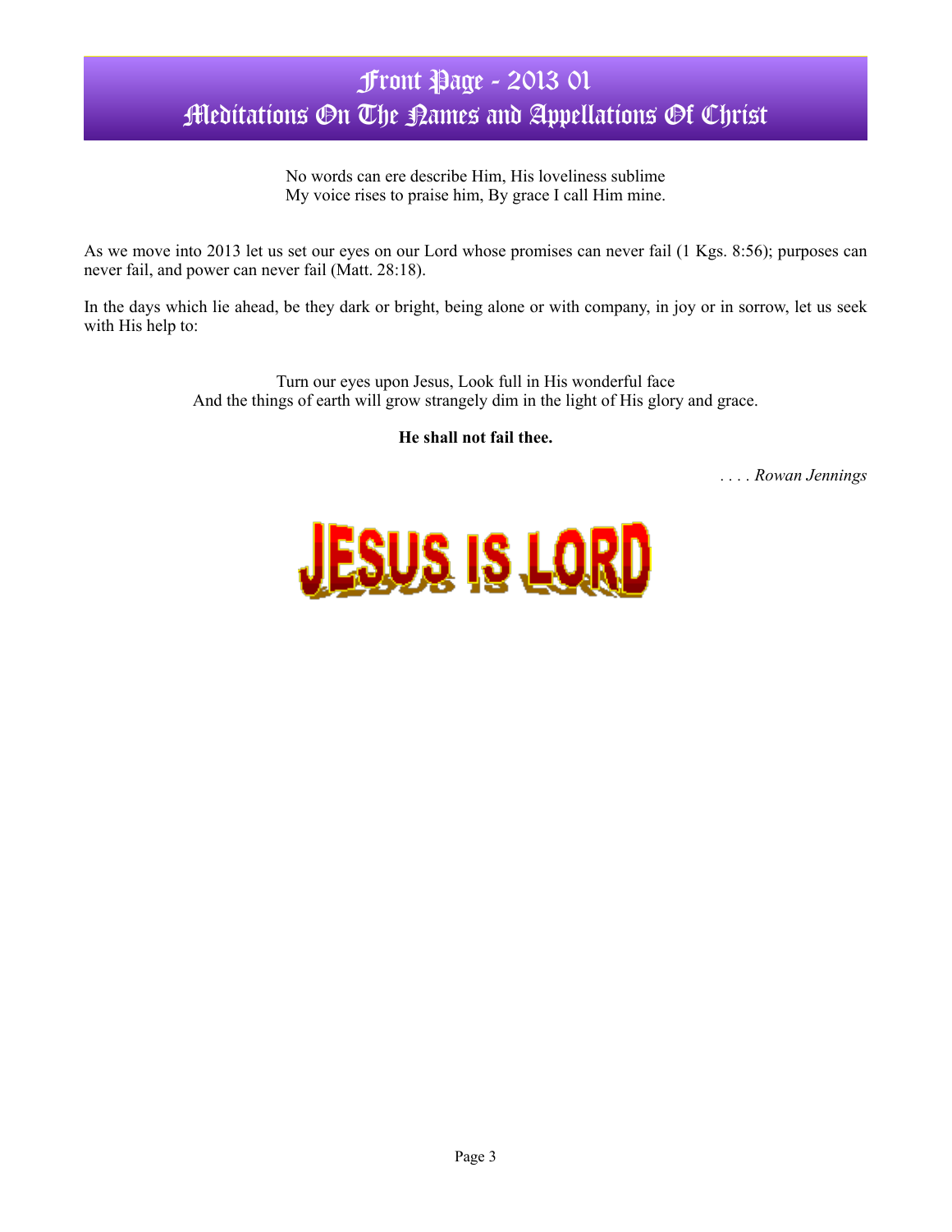# Front Page - 2013 01
# Meditations On The Names and Appellations Of Christ

No words can ere describe Him, His loveliness sublime
My voice rises to praise him, By grace I call Him mine.

As we move into 2013 let us set our eyes on our Lord whose promises can never fail (1 Kgs. 8:56); purposes can never fail, and power can never fail (Matt. 28:18).

In the days which lie ahead, be they dark or bright, being alone or with company, in joy or in sorrow, let us seek with His help to:

Turn our eyes upon Jesus, Look full in His wonderful face
And the things of earth will grow strangely dim in the light of His glory and grace.

**He shall not fail thee.**

. . . . *Rowan Jennings*

JESUS IS LORD